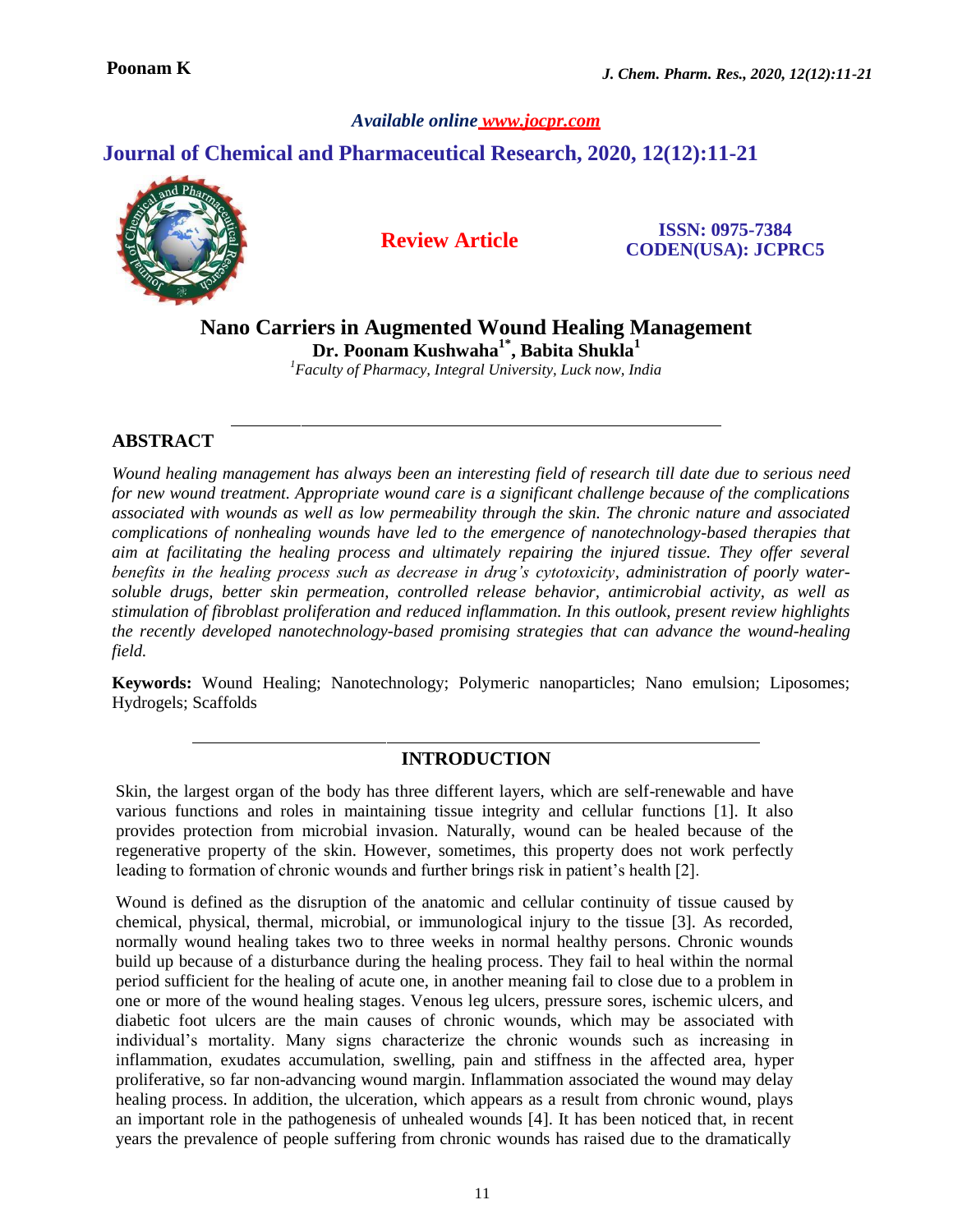Available online www.jocpr.com

# Journal of Chemical and Pharmaceutical Research, 2020, 12(12):11-21

**Review Article**

**ISSN: 0975-7384**
**CODEN(USA): JCPRC5**

# Nano Carriers in Augmented Wound Healing Management

**Dr. Poonam Kushwaha[1*], Babita Shukla[1]**

[1]*Faculty of Pharmacy, Integral University, Luck now, India*

## ABSTRACT

*Wound healing management has always been an interesting field of research till date due to serious need for new wound treatment. Appropriate wound care is a significant challenge because of the complications associated with wounds as well as low permeability through the skin. The chronic nature and associated complications of nonhealing wounds have led to the emergence of nanotechnology-based therapies that aim at facilitating the healing process and ultimately repairing the injured tissue. They offer several benefits in the healing process such as decrease in drug's cytotoxicity, administration of poorly water-soluble drugs, better skin permeation, controlled release behavior, antimicrobial activity, as well as stimulation of fibroblast proliferation and reduced inflammation. In this outlook, present review highlights the recently developed nanotechnology-based promising strategies that can advance the wound-healing field.*

**Keywords:** Wound Healing; Nanotechnology; Polymeric nanoparticles; Nano emulsion; Liposomes; Hydrogels; Scaffolds

## INTRODUCTION

Skin, the largest organ of the body has three different layers, which are self-renewable and have various functions and roles in maintaining tissue integrity and cellular functions [1]. It also provides protection from microbial invasion. Naturally, wound can be healed because of the regenerative property of the skin. However, sometimes, this property does not work perfectly leading to formation of chronic wounds and further brings risk in patient's health [2].

Wound is defined as the disruption of the anatomic and cellular continuity of tissue caused by chemical, physical, thermal, microbial, or immunological injury to the tissue [3]. As recorded, normally wound healing takes two to three weeks in normal healthy persons. Chronic wounds build up because of a disturbance during the healing process. They fail to heal within the normal period sufficient for the healing of acute one, in another meaning fail to close due to a problem in one or more of the wound healing stages. Venous leg ulcers, pressure sores, ischemic ulcers, and diabetic foot ulcers are the main causes of chronic wounds, which may be associated with individual's mortality. Many signs characterize the chronic wounds such as increasing in inflammation, exudates accumulation, swelling, pain and stiffness in the affected area, hyper proliferative, so far non-advancing wound margin. Inflammation associated the wound may delay healing process. In addition, the ulceration, which appears as a result from chronic wound, plays an important role in the pathogenesis of unhealed wounds [4]. It has been noticed that, in recent years the prevalence of people suffering from chronic wounds has raised due to the dramatically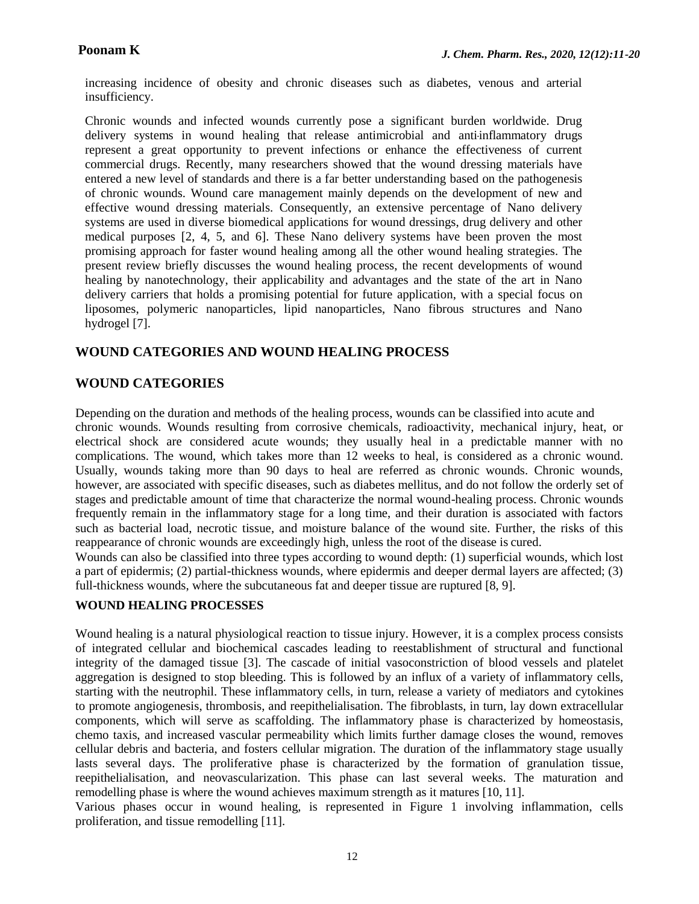increasing incidence of obesity and chronic diseases such as diabetes, venous and arterial insufficiency.

Chronic wounds and infected wounds currently pose a significant burden worldwide. Drug delivery systems in wound healing that release antimicrobial and anti-inflammatory drugs represent a great opportunity to prevent infections or enhance the effectiveness of current commercial drugs. Recently, many researchers showed that the wound dressing materials have entered a new level of standards and there is a far better understanding based on the pathogenesis of chronic wounds. Wound care management mainly depends on the development of new and effective wound dressing materials. Consequently, an extensive percentage of Nano delivery systems are used in diverse biomedical applications for wound dressings, drug delivery and other medical purposes [2, 4, 5, and 6]. These Nano delivery systems have been proven the most promising approach for faster wound healing among all the other wound healing strategies. The present review briefly discusses the wound healing process, the recent developments of wound healing by nanotechnology, their applicability and advantages and the state of the art in Nano delivery carriers that holds a promising potential for future application, with a special focus on liposomes, polymeric nanoparticles, lipid nanoparticles, Nano fibrous structures and Nano hydrogel [7].

## WOUND CATEGORIES AND WOUND HEALING PROCESS

## WOUND CATEGORIES

Depending on the duration and methods of the healing process, wounds can be classified into acute and chronic wounds. Wounds resulting from corrosive chemicals, radioactivity, mechanical injury, heat, or electrical shock are considered acute wounds; they usually heal in a predictable manner with no complications. The wound, which takes more than 12 weeks to heal, is considered as a chronic wound. Usually, wounds taking more than 90 days to heal are referred as chronic wounds. Chronic wounds, however, are associated with specific diseases, such as diabetes mellitus, and do not follow the orderly set of stages and predictable amount of time that characterize the normal wound-healing process. Chronic wounds frequently remain in the inflammatory stage for a long time, and their duration is associated with factors such as bacterial load, necrotic tissue, and moisture balance of the wound site. Further, the risks of this reappearance of chronic wounds are exceedingly high, unless the root of the disease is cured.

Wounds can also be classified into three types according to wound depth: (1) superficial wounds, which lost a part of epidermis; (2) partial-thickness wounds, where epidermis and deeper dermal layers are affected; (3) full-thickness wounds, where the subcutaneous fat and deeper tissue are ruptured [8, 9].

### WOUND HEALING PROCESSES

Wound healing is a natural physiological reaction to tissue injury. However, it is a complex process consists of integrated cellular and biochemical cascades leading to reestablishment of structural and functional integrity of the damaged tissue [3]. The cascade of initial vasoconstriction of blood vessels and platelet aggregation is designed to stop bleeding. This is followed by an influx of a variety of inflammatory cells, starting with the neutrophil. These inflammatory cells, in turn, release a variety of mediators and cytokines to promote angiogenesis, thrombosis, and reepithelialisation. The fibroblasts, in turn, lay down extracellular components, which will serve as scaffolding. The inflammatory phase is characterized by homeostasis, chemo taxis, and increased vascular permeability which limits further damage closes the wound, removes cellular debris and bacteria, and fosters cellular migration. The duration of the inflammatory stage usually lasts several days. The proliferative phase is characterized by the formation of granulation tissue, reepithelialisation, and neovascularization. This phase can last several weeks. The maturation and remodelling phase is where the wound achieves maximum strength as it matures [10, 11].

Various phases occur in wound healing, is represented in Figure 1 involving inflammation, cells proliferation, and tissue remodelling [11].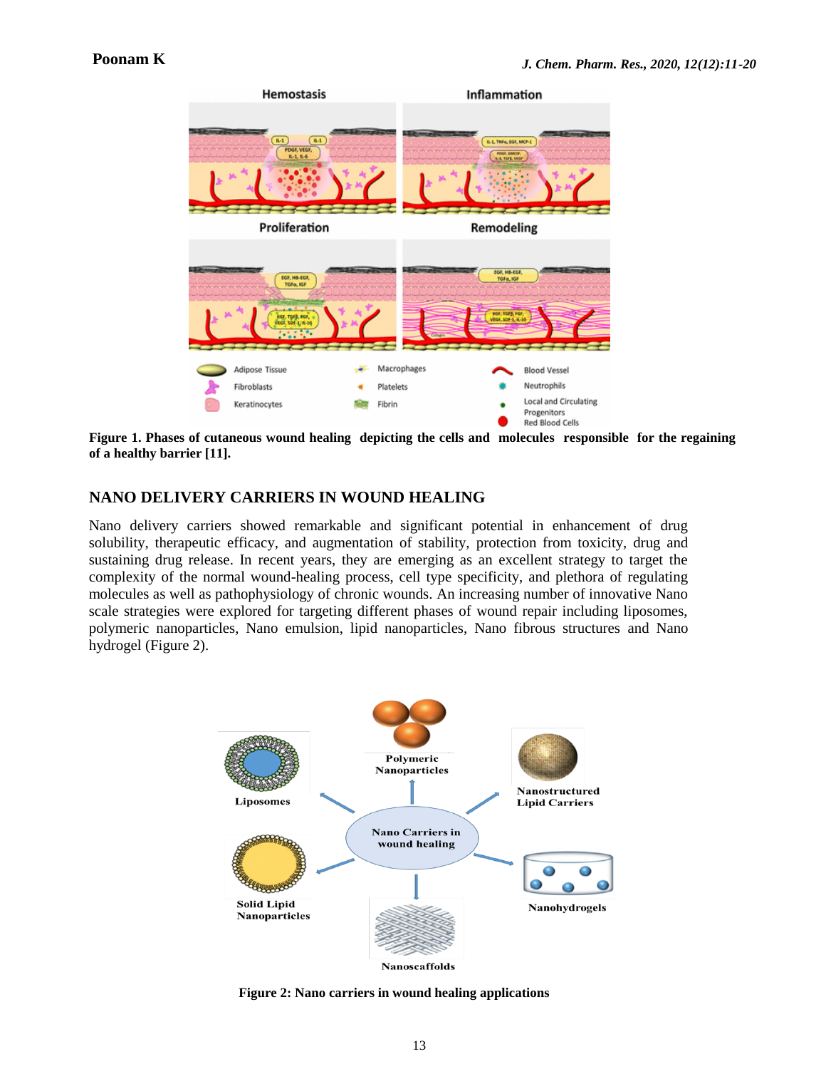Hemostasis

Inflammation

Proliferation

Remodeling

Adipose Tissue

Fibroblasts

Keratinocytes

Macrophages

Platelets

Fibrin

Blood Vessel

Neutrophils

Local and Circulating Progenitors

Red Blood Cells

**Figure 1. Phases of cutaneous wound healing depicting the cells and molecules responsible for the regaining of a healthy barrier [11].**

## NANO DELIVERY CARRIERS IN WOUND HEALING

Nano delivery carriers showed remarkable and significant potential in enhancement of drug solubility, therapeutic efficacy, and augmentation of stability, protection from toxicity, drug and sustaining drug release. In recent years, they are emerging as an excellent strategy to target the complexity of the normal wound-healing process, cell type specificity, and plethora of regulating molecules as well as pathophysiology of chronic wounds. An increasing number of innovative Nano scale strategies were explored for targeting different phases of wound repair including liposomes, polymeric nanoparticles, Nano emulsion, lipid nanoparticles, Nano fibrous structures and Nano hydrogel (Figure 2).

Polymeric Nanoparticles

Liposomes

Nanostructured Lipid Carriers

Nano Carriers in wound healing

Solid Lipid Nanoparticles

Nanohydrogels

Nanoscaffolds

**Figure 2: Nano carriers in wound healing applications**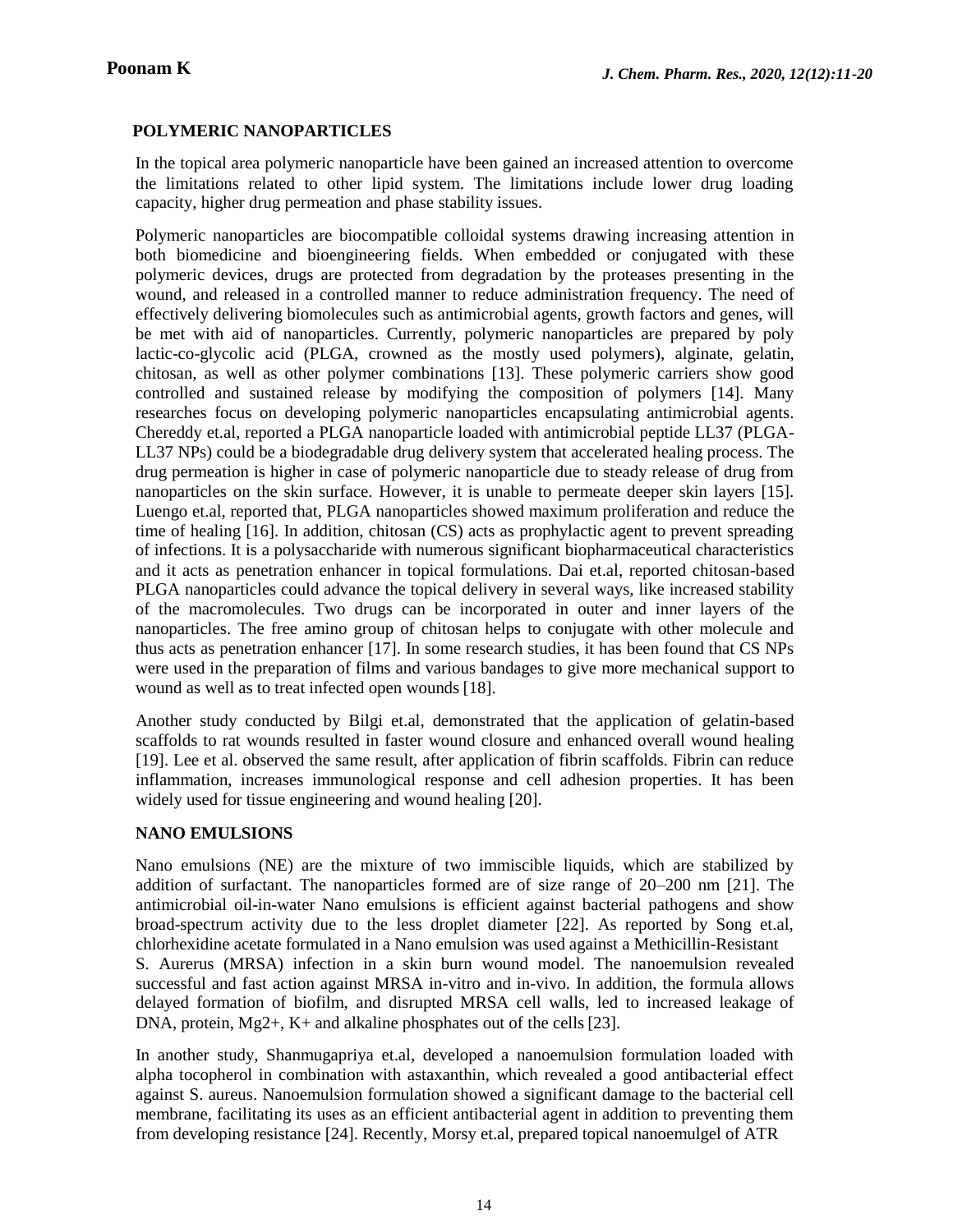## POLYMERIC NANOPARTICLES

In the topical area polymeric nanoparticle have been gained an increased attention to overcome the limitations related to other lipid system. The limitations include lower drug loading capacity, higher drug permeation and phase stability issues.

Polymeric nanoparticles are biocompatible colloidal systems drawing increasing attention in both biomedicine and bioengineering fields. When embedded or conjugated with these polymeric devices, drugs are protected from degradation by the proteases presenting in the wound, and released in a controlled manner to reduce administration frequency. The need of effectively delivering biomolecules such as antimicrobial agents, growth factors and genes, will be met with aid of nanoparticles. Currently, polymeric nanoparticles are prepared by poly lactic-co-glycolic acid (PLGA, crowned as the mostly used polymers), alginate, gelatin, chitosan, as well as other polymer combinations [13]. These polymeric carriers show good controlled and sustained release by modifying the composition of polymers [14]. Many researches focus on developing polymeric nanoparticles encapsulating antimicrobial agents. Chereddy et.al, reported a PLGA nanoparticle loaded with antimicrobial peptide LL37 (PLGA-LL37 NPs) could be a biodegradable drug delivery system that accelerated healing process. The drug permeation is higher in case of polymeric nanoparticle due to steady release of drug from nanoparticles on the skin surface. However, it is unable to permeate deeper skin layers [15]. Luengo et.al, reported that, PLGA nanoparticles showed maximum proliferation and reduce the time of healing [16]. In addition, chitosan (CS) acts as prophylactic agent to prevent spreading of infections. It is a polysaccharide with numerous significant biopharmaceutical characteristics and it acts as penetration enhancer in topical formulations. Dai et.al, reported chitosan-based PLGA nanoparticles could advance the topical delivery in several ways, like increased stability of the macromolecules. Two drugs can be incorporated in outer and inner layers of the nanoparticles. The free amino group of chitosan helps to conjugate with other molecule and thus acts as penetration enhancer [17]. In some research studies, it has been found that CS NPs were used in the preparation of films and various bandages to give more mechanical support to wound as well as to treat infected open wounds [18].

Another study conducted by Bilgi et.al, demonstrated that the application of gelatin-based scaffolds to rat wounds resulted in faster wound closure and enhanced overall wound healing [19]. Lee et al. observed the same result, after application of fibrin scaffolds. Fibrin can reduce inflammation, increases immunological response and cell adhesion properties. It has been widely used for tissue engineering and wound healing [20].

## NANO EMULSIONS

Nano emulsions (NE) are the mixture of two immiscible liquids, which are stabilized by addition of surfactant. The nanoparticles formed are of size range of 20–200 nm [21]. The antimicrobial oil-in-water Nano emulsions is efficient against bacterial pathogens and show broad-spectrum activity due to the less droplet diameter [22]. As reported by Song et.al, chlorhexidine acetate formulated in a Nano emulsion was used against a Methicillin-Resistant S. Aurerus (MRSA) infection in a skin burn wound model. The nanoemulsion revealed successful and fast action against MRSA in-vitro and in-vivo. In addition, the formula allows delayed formation of biofilm, and disrupted MRSA cell walls, led to increased leakage of DNA, protein, $Mg^{2+}$, $K^{+}$ and alkaline phosphates out of the cells [23].

In another study, Shanmugapriya et.al, developed a nanoemulsion formulation loaded with alpha tocopherol in combination with astaxanthin, which revealed a good antibacterial effect against S. aureus. Nanoemulsion formulation showed a significant damage to the bacterial cell membrane, facilitating its uses as an efficient antibacterial agent in addition to preventing them from developing resistance [24]. Recently, Morsy et.al, prepared topical nanoemulgel of ATR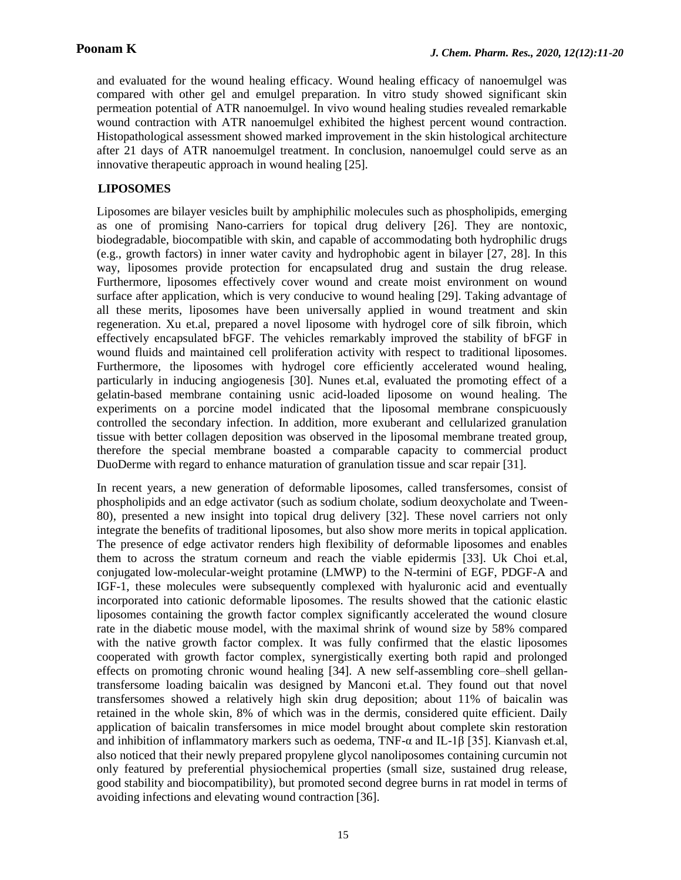and evaluated for the wound healing efficacy. Wound healing efficacy of nanoemulgel was compared with other gel and emulgel preparation. In vitro study showed significant skin permeation potential of ATR nanoemulgel. In vivo wound healing studies revealed remarkable wound contraction with ATR nanoemulgel exhibited the highest percent wound contraction. Histopathological assessment showed marked improvement in the skin histological architecture after 21 days of ATR nanoemulgel treatment. In conclusion, nanoemulgel could serve as an innovative therapeutic approach in wound healing [25].

## LIPOSOMES

Liposomes are bilayer vesicles built by amphiphilic molecules such as phospholipids, emerging as one of promising Nano-carriers for topical drug delivery [26]. They are nontoxic, biodegradable, biocompatible with skin, and capable of accommodating both hydrophilic drugs (e.g., growth factors) in inner water cavity and hydrophobic agent in bilayer [27, 28]. In this way, liposomes provide protection for encapsulated drug and sustain the drug release. Furthermore, liposomes effectively cover wound and create moist environment on wound surface after application, which is very conducive to wound healing [29]. Taking advantage of all these merits, liposomes have been universally applied in wound treatment and skin regeneration. Xu et.al, prepared a novel liposome with hydrogel core of silk fibroin, which effectively encapsulated bFGF. The vehicles remarkably improved the stability of bFGF in wound fluids and maintained cell proliferation activity with respect to traditional liposomes. Furthermore, the liposomes with hydrogel core efficiently accelerated wound healing, particularly in inducing angiogenesis [30]. Nunes et.al, evaluated the promoting effect of a gelatin-based membrane containing usnic acid-loaded liposome on wound healing. The experiments on a porcine model indicated that the liposomal membrane conspicuously controlled the secondary infection. In addition, more exuberant and cellularized granulation tissue with better collagen deposition was observed in the liposomal membrane treated group, therefore the special membrane boasted a comparable capacity to commercial product DuoDerme with regard to enhance maturation of granulation tissue and scar repair [31].

In recent years, a new generation of deformable liposomes, called transfersomes, consist of phospholipids and an edge activator (such as sodium cholate, sodium deoxycholate and Tween-80), presented a new insight into topical drug delivery [32]. These novel carriers not only integrate the benefits of traditional liposomes, but also show more merits in topical application. The presence of edge activator renders high flexibility of deformable liposomes and enables them to across the stratum corneum and reach the viable epidermis [33]. Uk Choi et.al, conjugated low-molecular-weight protamine (LMWP) to the N-termini of EGF, PDGF-A and IGF-1, these molecules were subsequently complexed with hyaluronic acid and eventually incorporated into cationic deformable liposomes. The results showed that the cationic elastic liposomes containing the growth factor complex significantly accelerated the wound closure rate in the diabetic mouse model, with the maximal shrink of wound size by 58% compared with the native growth factor complex. It was fully confirmed that the elastic liposomes cooperated with growth factor complex, synergistically exerting both rapid and prolonged effects on promoting chronic wound healing [34]. A new self-assembling core–shell gellan-transfersome loading baicalin was designed by Manconi et.al. They found out that novel transfersomes showed a relatively high skin drug deposition; about 11% of baicalin was retained in the whole skin, 8% of which was in the dermis, considered quite efficient. Daily application of baicalin transfersomes in mice model brought about complete skin restoration and inhibition of inflammatory markers such as oedema, TNF-α and IL-1β [35]. Kianvash et.al, also noticed that their newly prepared propylene glycol nanoliposomes containing curcumin not only featured by preferential physiochemical properties (small size, sustained drug release, good stability and biocompatibility), but promoted second degree burns in rat model in terms of avoiding infections and elevating wound contraction [36].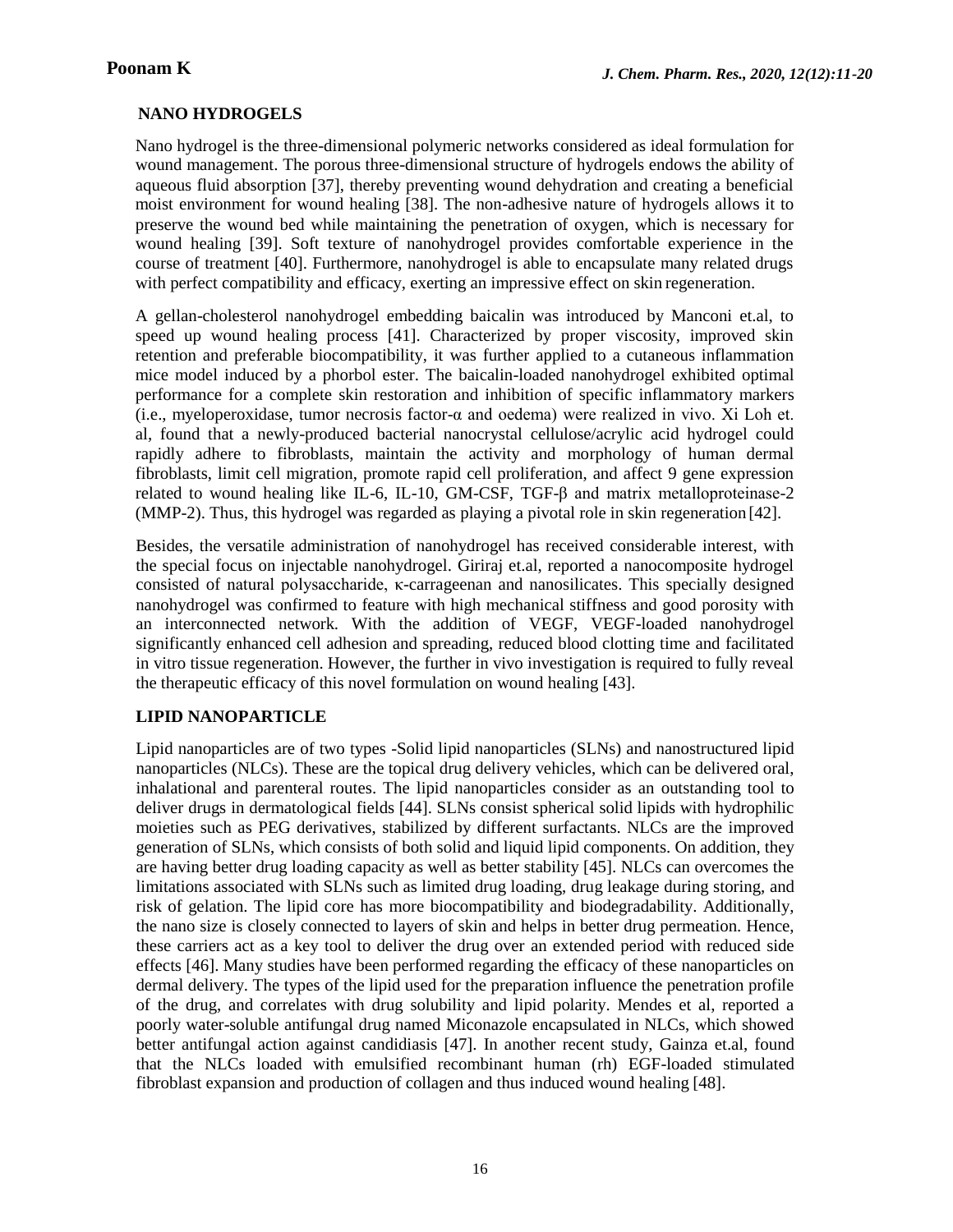## NANO HYDROGELS

Nano hydrogel is the three-dimensional polymeric networks considered as ideal formulation for wound management. The porous three-dimensional structure of hydrogels endows the ability of aqueous fluid absorption [37], thereby preventing wound dehydration and creating a beneficial moist environment for wound healing [38]. The non-adhesive nature of hydrogels allows it to preserve the wound bed while maintaining the penetration of oxygen, which is necessary for wound healing [39]. Soft texture of nanohydrogel provides comfortable experience in the course of treatment [40]. Furthermore, nanohydrogel is able to encapsulate many related drugs with perfect compatibility and efficacy, exerting an impressive effect on skin regeneration.

A gellan-cholesterol nanohydrogel embedding baicalin was introduced by Manconi et.al, to speed up wound healing process [41]. Characterized by proper viscosity, improved skin retention and preferable biocompatibility, it was further applied to a cutaneous inflammation mice model induced by a phorbol ester. The baicalin-loaded nanohydrogel exhibited optimal performance for a complete skin restoration and inhibition of specific inflammatory markers (i.e., myeloperoxidase, tumor necrosis factor-α and oedema) were realized in vivo. Xi Loh et. al, found that a newly-produced bacterial nanocrystal cellulose/acrylic acid hydrogel could rapidly adhere to fibroblasts, maintain the activity and morphology of human dermal fibroblasts, limit cell migration, promote rapid cell proliferation, and affect 9 gene expression related to wound healing like IL-6, IL-10, GM-CSF, TGF-β and matrix metalloproteinase-2 (MMP-2). Thus, this hydrogel was regarded as playing a pivotal role in skin regeneration [42].

Besides, the versatile administration of nanohydrogel has received considerable interest, with the special focus on injectable nanohydrogel. Giriraj et.al, reported a nanocomposite hydrogel consisted of natural polysaccharide, κ-carrageenan and nanosilicates. This specially designed nanohydrogel was confirmed to feature with high mechanical stiffness and good porosity with an interconnected network. With the addition of VEGF, VEGF-loaded nanohydrogel significantly enhanced cell adhesion and spreading, reduced blood clotting time and facilitated in vitro tissue regeneration. However, the further in vivo investigation is required to fully reveal the therapeutic efficacy of this novel formulation on wound healing [43].

## LIPID NANOPARTICLE

Lipid nanoparticles are of two types -Solid lipid nanoparticles (SLNs) and nanostructured lipid nanoparticles (NLCs). These are the topical drug delivery vehicles, which can be delivered oral, inhalational and parenteral routes. The lipid nanoparticles consider as an outstanding tool to deliver drugs in dermatological fields [44]. SLNs consist spherical solid lipids with hydrophilic moieties such as PEG derivatives, stabilized by different surfactants. NLCs are the improved generation of SLNs, which consists of both solid and liquid lipid components. On addition, they are having better drug loading capacity as well as better stability [45]. NLCs can overcomes the limitations associated with SLNs such as limited drug loading, drug leakage during storing, and risk of gelation. The lipid core has more biocompatibility and biodegradability. Additionally, the nano size is closely connected to layers of skin and helps in better drug permeation. Hence, these carriers act as a key tool to deliver the drug over an extended period with reduced side effects [46]. Many studies have been performed regarding the efficacy of these nanoparticles on dermal delivery. The types of the lipid used for the preparation influence the penetration profile of the drug, and correlates with drug solubility and lipid polarity. Mendes et al, reported a poorly water-soluble antifungal drug named Miconazole encapsulated in NLCs, which showed better antifungal action against candidiasis [47]. In another recent study, Gainza et.al, found that the NLCs loaded with emulsified recombinant human (rh) EGF-loaded stimulated fibroblast expansion and production of collagen and thus induced wound healing [48].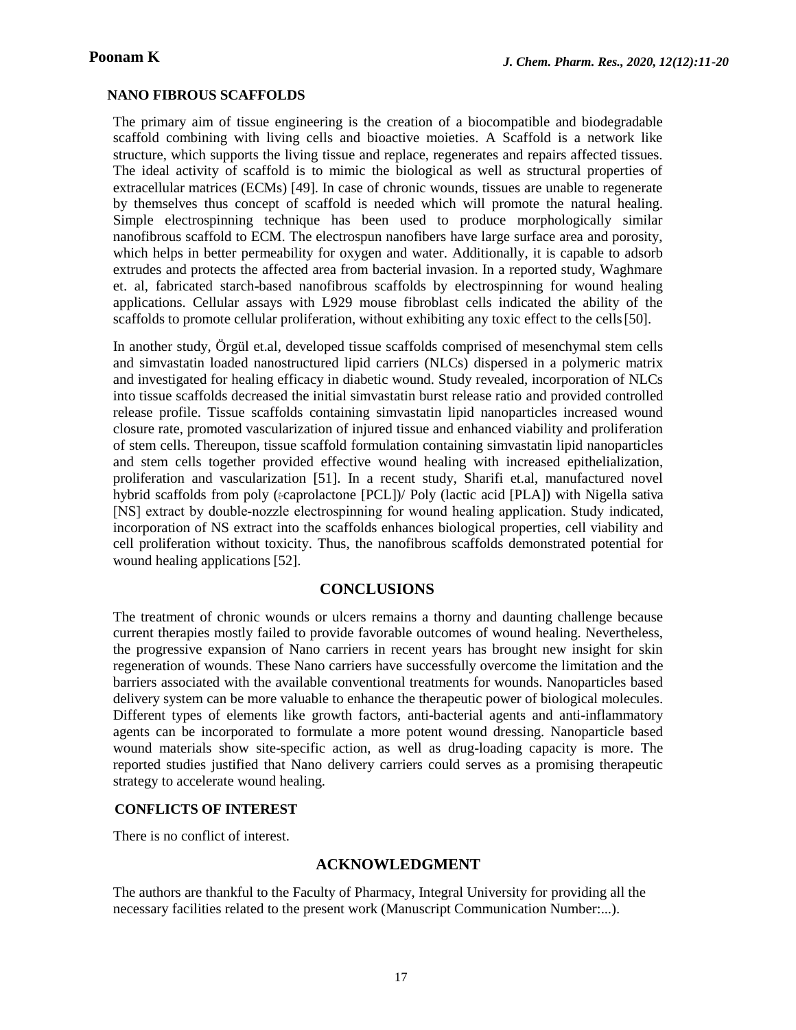## NANO FIBROUS SCAFFOLDS

The primary aim of tissue engineering is the creation of a biocompatible and biodegradable scaffold combining with living cells and bioactive moieties. A Scaffold is a network like structure, which supports the living tissue and replace, regenerates and repairs affected tissues. The ideal activity of scaffold is to mimic the biological as well as structural properties of extracellular matrices (ECMs) [49]. In case of chronic wounds, tissues are unable to regenerate by themselves thus concept of scaffold is needed which will promote the natural healing. Simple electrospinning technique has been used to produce morphologically similar nanofibrous scaffold to ECM. The electrospun nanofibers have large surface area and porosity, which helps in better permeability for oxygen and water. Additionally, it is capable to adsorb extrudes and protects the affected area from bacterial invasion. In a reported study, Waghmare et. al, fabricated starch-based nanofibrous scaffolds by electrospinning for wound healing applications. Cellular assays with L929 mouse fibroblast cells indicated the ability of the scaffolds to promote cellular proliferation, without exhibiting any toxic effect to the cells [50].

In another study, Örgül et.al, developed tissue scaffolds comprised of mesenchymal stem cells and simvastatin loaded nanostructured lipid carriers (NLCs) dispersed in a polymeric matrix and investigated for healing efficacy in diabetic wound. Study revealed, incorporation of NLCs into tissue scaffolds decreased the initial simvastatin burst release ratio and provided controlled release profile. Tissue scaffolds containing simvastatin lipid nanoparticles increased wound closure rate, promoted vascularization of injured tissue and enhanced viability and proliferation of stem cells. Thereupon, tissue scaffold formulation containing simvastatin lipid nanoparticles and stem cells together provided effective wound healing with increased epithelialization, proliferation and vascularization [51]. In a recent study, Sharifi et.al, manufactured novel hybrid scaffolds from poly (ε-caprolactone [PCL])/ Poly (lactic acid [PLA]) with Nigella sativa [NS] extract by double-nozzle electrospinning for wound healing application. Study indicated, incorporation of NS extract into the scaffolds enhances biological properties, cell viability and cell proliferation without toxicity. Thus, the nanofibrous scaffolds demonstrated potential for wound healing applications [52].

## CONCLUSIONS

The treatment of chronic wounds or ulcers remains a thorny and daunting challenge because current therapies mostly failed to provide favorable outcomes of wound healing. Nevertheless, the progressive expansion of Nano carriers in recent years has brought new insight for skin regeneration of wounds. These Nano carriers have successfully overcome the limitation and the barriers associated with the available conventional treatments for wounds. Nanoparticles based delivery system can be more valuable to enhance the therapeutic power of biological molecules. Different types of elements like growth factors, anti-bacterial agents and anti-inflammatory agents can be incorporated to formulate a more potent wound dressing. Nanoparticle based wound materials show site-specific action, as well as drug-loading capacity is more. The reported studies justified that Nano delivery carriers could serves as a promising therapeutic strategy to accelerate wound healing.

## CONFLICTS OF INTEREST

There is no conflict of interest.

## ACKNOWLEDGMENT

The authors are thankful to the Faculty of Pharmacy, Integral University for providing all the necessary facilities related to the present work (Manuscript Communication Number:...).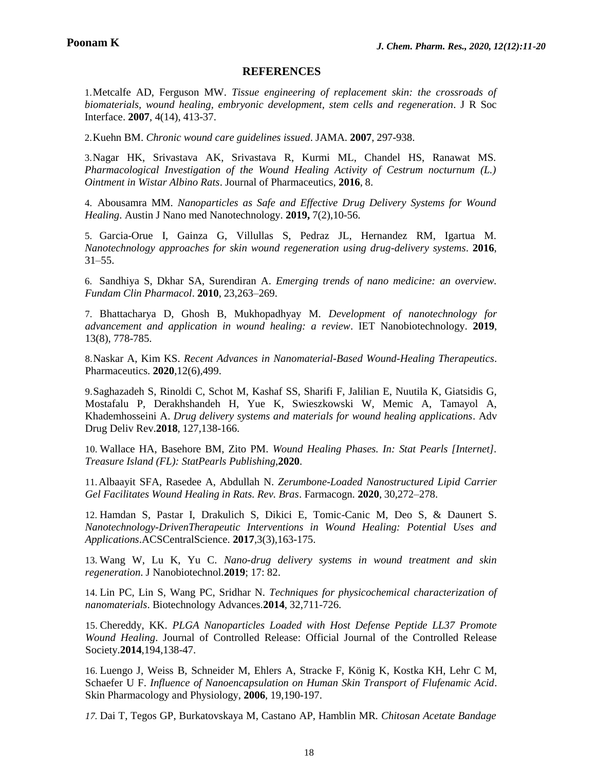## REFERENCES

1. Metcalfe AD, Ferguson MW. *Tissue engineering of replacement skin: the crossroads of biomaterials, wound healing, embryonic development, stem cells and regeneration*. J R Soc Interface. **2007**, 4(14), 413-37.

2. Kuehn BM. *Chronic wound care guidelines issued*. JAMA. **2007**, 297-938.

3. Nagar HK, Srivastava AK, Srivastava R, Kurmi ML, Chandel HS, Ranawat MS. *Pharmacological Investigation of the Wound Healing Activity of Cestrum nocturnum (L.) Ointment in Wistar Albino Rats*. Journal of Pharmaceutics, **2016**, 8.

4. Abousamra MM. *Nanoparticles as Safe and Effective Drug Delivery Systems for Wound Healing*. Austin J Nano med Nanotechnology. **2019,** 7(2),10-56.

5. Garcia-Orue I, Gainza G, Villullas S, Pedraz JL, Hernandez RM, Igartua M. *Nanotechnology approaches for skin wound regeneration using drug-delivery systems*. **2016**, 31–55.

6. Sandhiya S, Dkhar SA, Surendiran A. *Emerging trends of nano medicine: an overview. Fundam Clin Pharmacol*. **2010**, 23,263–269.

7. Bhattacharya D, Ghosh B, Mukhopadhyay M. *Development of nanotechnology for advancement and application in wound healing: a review*. IET Nanobiotechnology. **2019**, 13(8), 778-785.

8. Naskar A, Kim KS. *Recent Advances in Nanomaterial-Based Wound-Healing Therapeutics*. Pharmaceutics. **2020**,12(6),499.

9. Saghazadeh S, Rinoldi C, Schot M, Kashaf SS, Sharifi F, Jalilian E, Nuutila K, Giatsidis G, Mostafalu P, Derakhshandeh H, Yue K, Swieszkowski W, Memic A, Tamayol A, Khademhosseini A. *Drug delivery systems and materials for wound healing applications*. Adv Drug Deliv Rev.**2018**, 127,138-166.

10. Wallace HA, Basehore BM, Zito PM. *Wound Healing Phases. In: Stat Pearls [Internet]. Treasure Island (FL): StatPearls Publishing*,**2020**.

11. Albaayit SFA, Rasedee A, Abdullah N. *Zerumbone-Loaded Nanostructured Lipid Carrier Gel Facilitates Wound Healing in Rats. Rev. Bras*. Farmacogn. **2020**, 30,272–278.

12. Hamdan S, Pastar I, Drakulich S, Dikici E, Tomic-Canic M, Deo S, & Daunert S. *Nanotechnology-DrivenTherapeutic Interventions in Wound Healing: Potential Uses and Applications*.ACSCentralScience. **2017**,3(3),163-175.

13. Wang W, Lu K, Yu C. *Nano-drug delivery systems in wound treatment and skin regeneration*. J Nanobiotechnol.**2019**; 17: 82.

14. Lin PC, Lin S, Wang PC, Sridhar N. *Techniques for physicochemical characterization of nanomaterials*. Biotechnology Advances.**2014**, 32,711-726.

15. Chereddy, KK. *PLGA Nanoparticles Loaded with Host Defense Peptide LL37 Promote Wound Healing*. Journal of Controlled Release: Official Journal of the Controlled Release Society.**2014**,194,138-47.

16. Luengo J, Weiss B, Schneider M, Ehlers A, Stracke F, König K, Kostka KH, Lehr C M, Schaefer U F. *Influence of Nanoencapsulation on Human Skin Transport of Flufenamic Acid*. Skin Pharmacology and Physiology, **2006**, 19,190-197.

17. Dai T, Tegos GP, Burkatovskaya M, Castano AP, Hamblin MR. *Chitosan Acetate Bandage*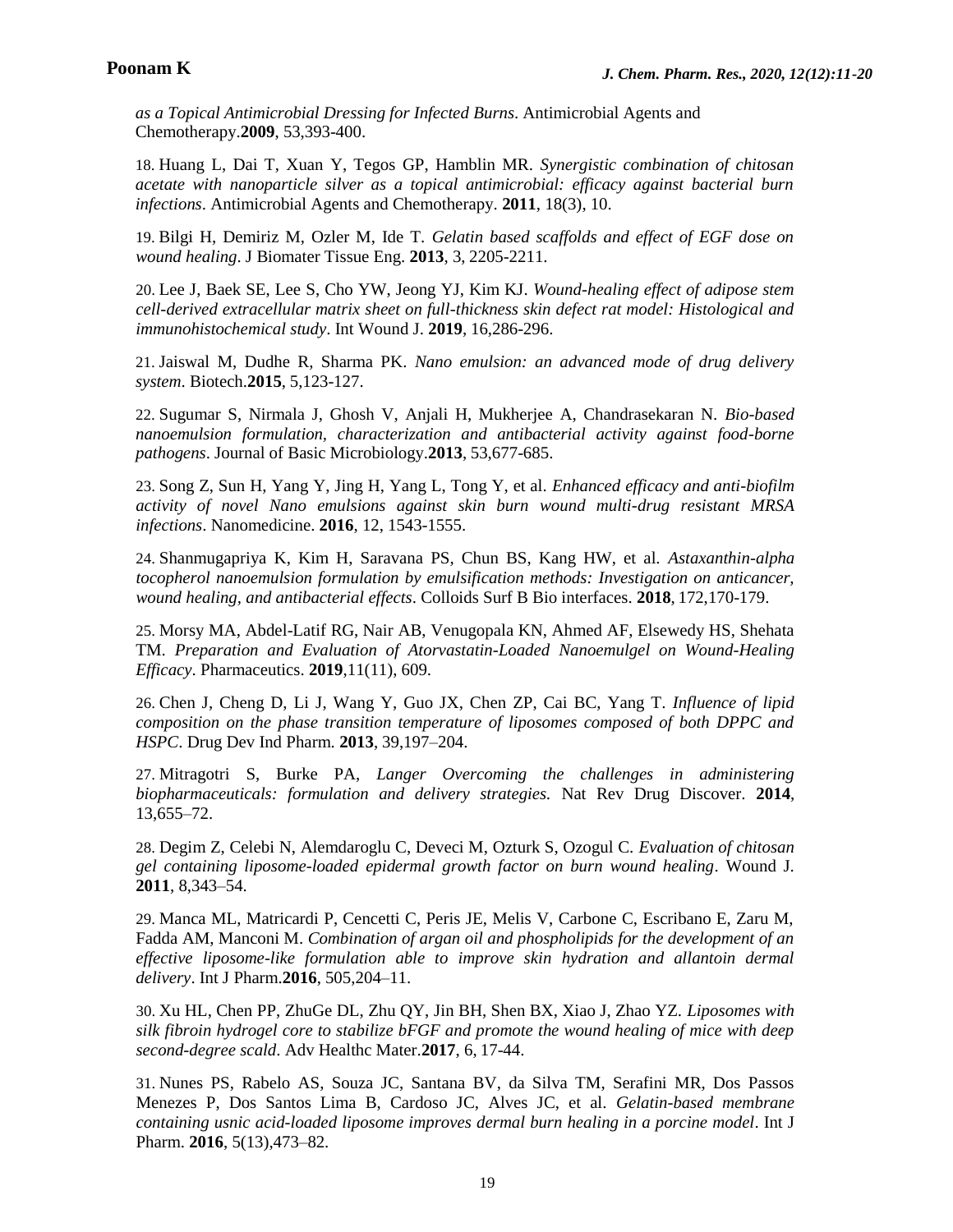*as a Topical Antimicrobial Dressing for Infected Burns*. Antimicrobial Agents and Chemotherapy.**2009**, 53,393-400.

18. Huang L, Dai T, Xuan Y, Tegos GP, Hamblin MR. *Synergistic combination of chitosan acetate with nanoparticle silver as a topical antimicrobial: efficacy against bacterial burn infections*. Antimicrobial Agents and Chemotherapy. **2011**, 18(3), 10.

19. Bilgi H, Demiriz M, Ozler M, Ide T. *Gelatin based scaffolds and effect of EGF dose on wound healing*. J Biomater Tissue Eng. **2013**, 3, 2205-2211.

20. Lee J, Baek SE, Lee S, Cho YW, Jeong YJ, Kim KJ. *Wound-healing effect of adipose stem cell-derived extracellular matrix sheet on full-thickness skin defect rat model: Histological and immunohistochemical study*. Int Wound J. **2019**, 16,286-296.

21. Jaiswal M, Dudhe R, Sharma PK. *Nano emulsion: an advanced mode of drug delivery system*. Biotech.**2015**, 5,123-127.

22. Sugumar S, Nirmala J, Ghosh V, Anjali H, Mukherjee A, Chandrasekaran N. *Bio-based nanoemulsion formulation, characterization and antibacterial activity against food-borne pathogens*. Journal of Basic Microbiology.**2013**, 53,677-685.

23. Song Z, Sun H, Yang Y, Jing H, Yang L, Tong Y, et al. *Enhanced efficacy and anti-biofilm activity of novel Nano emulsions against skin burn wound multi-drug resistant MRSA infections*. Nanomedicine. **2016**, 12, 1543-1555.

24. Shanmugapriya K, Kim H, Saravana PS, Chun BS, Kang HW, et al. *Astaxanthin-alpha tocopherol nanoemulsion formulation by emulsification methods: Investigation on anticancer, wound healing, and antibacterial effects*. Colloids Surf B Bio interfaces. **2018**, 172,170-179.

25. Morsy MA, Abdel-Latif RG, Nair AB, Venugopala KN, Ahmed AF, Elsewedy HS, Shehata TM. *Preparation and Evaluation of Atorvastatin-Loaded Nanoemulgel on Wound-Healing Efficacy*. Pharmaceutics. **2019**,11(11), 609.

26. Chen J, Cheng D, Li J, Wang Y, Guo JX, Chen ZP, Cai BC, Yang T. *Influence of lipid composition on the phase transition temperature of liposomes composed of both DPPC and HSPC*. Drug Dev Ind Pharm. **2013**, 39,197–204.

27. Mitragotri S, Burke PA, *Langer Overcoming the challenges in administering biopharmaceuticals: formulation and delivery strategies.* Nat Rev Drug Discover. **2014**, 13,655–72.

28. Degim Z, Celebi N, Alemdaroglu C, Deveci M, Ozturk S, Ozogul C. *Evaluation of chitosan gel containing liposome-loaded epidermal growth factor on burn wound healing*. Wound J. **2011**, 8,343–54.

29. Manca ML, Matricardi P, Cencetti C, Peris JE, Melis V, Carbone C, Escribano E, Zaru M, Fadda AM, Manconi M. *Combination of argan oil and phospholipids for the development of an effective liposome-like formulation able to improve skin hydration and allantoin dermal delivery*. Int J Pharm.**2016**, 505,204–11.

30. Xu HL, Chen PP, ZhuGe DL, Zhu QY, Jin BH, Shen BX, Xiao J, Zhao YZ. *Liposomes with silk fibroin hydrogel core to stabilize bFGF and promote the wound healing of mice with deep second-degree scald*. Adv Healthc Mater.**2017**, 6, 17-44.

31. Nunes PS, Rabelo AS, Souza JC, Santana BV, da Silva TM, Serafini MR, Dos Passos Menezes P, Dos Santos Lima B, Cardoso JC, Alves JC, et al. *Gelatin-based membrane containing usnic acid-loaded liposome improves dermal burn healing in a porcine model*. Int J Pharm. **2016**, 5(13),473–82.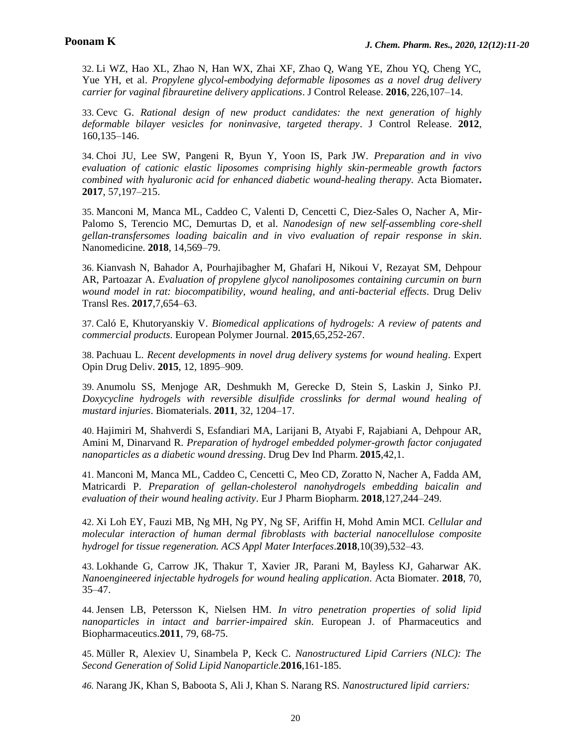32. Li WZ, Hao XL, Zhao N, Han WX, Zhai XF, Zhao Q, Wang YE, Zhou YQ, Cheng YC, Yue YH, et al. *Propylene glycol-embodying deformable liposomes as a novel drug delivery carrier for vaginal fibrauretine delivery applications*. J Control Release. **2016**, 226,107–14.

33. Cevc G. *Rational design of new product candidates: the next generation of highly deformable bilayer vesicles for noninvasive, targeted therapy*. J Control Release. **2012**, 160,135–146.

34. Choi JU, Lee SW, Pangeni R, Byun Y, Yoon IS, Park JW. *Preparation and in vivo evaluation of cationic elastic liposomes comprising highly skin-permeable growth factors combined with hyaluronic acid for enhanced diabetic wound-healing therapy*. Acta Biomater**.** **2017**, 57,197–215.

35. Manconi M, Manca ML, Caddeo C, Valenti D, Cencetti C, Diez-Sales O, Nacher A, Mir-Palomo S, Terencio MC, Demurtas D, et al. *Nanodesign of new self-assembling core-shell gellan-transfersomes loading baicalin and in vivo evaluation of repair response in skin*. Nanomedicine. **2018**, 14,569–79.

36. Kianvash N, Bahador A, Pourhajibagher M, Ghafari H, Nikoui V, Rezayat SM, Dehpour AR, Partoazar A. *Evaluation of propylene glycol nanoliposomes containing curcumin on burn wound model in rat: biocompatibility, wound healing, and anti-bacterial effects*. Drug Deliv Transl Res. **2017**,7,654–63.

37. Caló E, Khutoryanskiy V. *Biomedical applications of hydrogels: A review of patents and commercial products*. European Polymer Journal. **2015**,65,252-267.

38. Pachuau L. *Recent developments in novel drug delivery systems for wound healing*. Expert Opin Drug Deliv. **2015**, 12, 1895–909.

39. Anumolu SS, Menjoge AR, Deshmukh M, Gerecke D, Stein S, Laskin J, Sinko PJ. *Doxycycline hydrogels with reversible disulfide crosslinks for dermal wound healing of mustard injuries*. Biomaterials. **2011**, 32, 1204–17.

40. Hajimiri M, Shahverdi S, Esfandiari MA, Larijani B, Atyabi F, Rajabiani A, Dehpour AR, Amini M, Dinarvand R. *Preparation of hydrogel embedded polymer-growth factor conjugated nanoparticles as a diabetic wound dressing*. Drug Dev Ind Pharm. **2015**,42,1.

41. Manconi M, Manca ML, Caddeo C, Cencetti C, Meo CD, Zoratto N, Nacher A, Fadda AM, Matricardi P. *Preparation of gellan-cholesterol nanohydrogels embedding baicalin and evaluation of their wound healing activity*. Eur J Pharm Biopharm. **2018**,127,244–249.

42. Xi Loh EY, Fauzi MB, Ng MH, Ng PY, Ng SF, Ariffin H, Mohd Amin MCI. *Cellular and molecular interaction of human dermal fibroblasts with bacterial nanocellulose composite hydrogel for tissue regeneration. ACS Appl Mater Interfaces*.**2018**,10(39),532–43.

43. Lokhande G, Carrow JK, Thakur T, Xavier JR, Parani M, Bayless KJ, Gaharwar AK. *Nanoengineered injectable hydrogels for wound healing application*. Acta Biomater. **2018**, 70, 35–47.

44. Jensen LB, Petersson K, Nielsen HM. *In vitro penetration properties of solid lipid nanoparticles in intact and barrier-impaired skin*. European J. of Pharmaceutics and Biopharmaceutics.**2011**, 79, 68-75.

45. Müller R, Alexiev U, Sinambela P, Keck C. *Nanostructured Lipid Carriers (NLC): The Second Generation of Solid Lipid Nanoparticle*.**2016**,161-185.

46. Narang JK, Khan S, Baboota S, Ali J, Khan S. Narang RS. *Nanostructured lipid carriers:*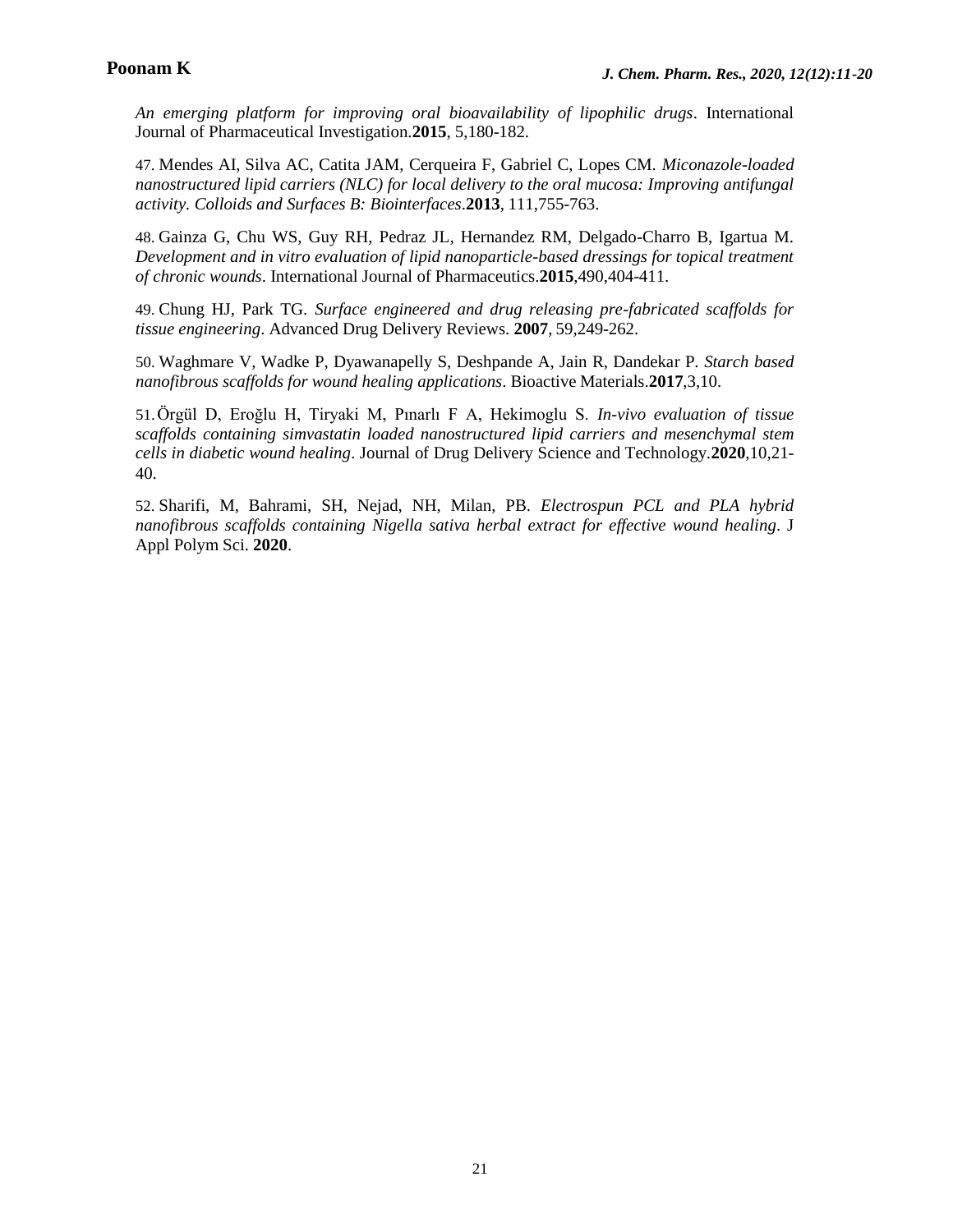*An emerging platform for improving oral bioavailability of lipophilic drugs*. International Journal of Pharmaceutical Investigation.**2015**, 5,180-182.

47. Mendes AI, Silva AC, Catita JAM, Cerqueira F, Gabriel C, Lopes CM. *Miconazole-loaded nanostructured lipid carriers (NLC) for local delivery to the oral mucosa: Improving antifungal activity. Colloids and Surfaces B: Biointerfaces*.**2013**, 111,755-763.

48. Gainza G, Chu WS, Guy RH, Pedraz JL, Hernandez RM, Delgado-Charro B, Igartua M. *Development and in vitro evaluation of lipid nanoparticle-based dressings for topical treatment of chronic wounds*. International Journal of Pharmaceutics.**2015**,490,404-411.

49. Chung HJ, Park TG. *Surface engineered and drug releasing pre-fabricated scaffolds for tissue engineering*. Advanced Drug Delivery Reviews. **2007**, 59,249-262.

50. Waghmare V, Wadke P, Dyawanapelly S, Deshpande A, Jain R, Dandekar P. *Starch based nanofibrous scaffolds for wound healing applications*. Bioactive Materials.**2017**,3,10.

51. Örgül D, Eroğlu H, Tiryaki M, Pınarlı F A, Hekimoglu S. *In-vivo evaluation of tissue scaffolds containing simvastatin loaded nanostructured lipid carriers and mesenchymal stem cells in diabetic wound healing*. Journal of Drug Delivery Science and Technology.**2020**,10,21-40.

52. Sharifi, M, Bahrami, SH, Nejad, NH, Milan, PB. *Electrospun PCL and PLA hybrid nanofibrous scaffolds containing Nigella sativa herbal extract for effective wound healing*. J Appl Polym Sci. **2020**.